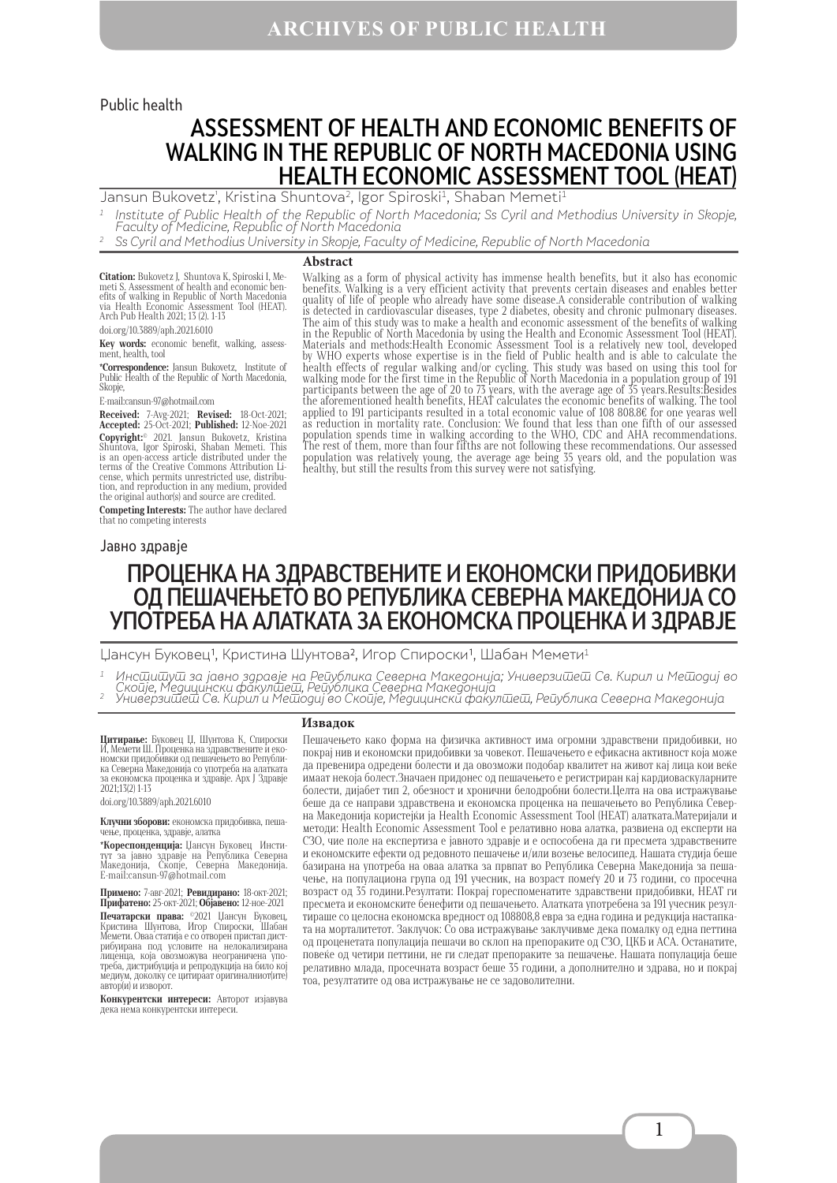Public health

# ASSESSMENT OF HEALTH AND ECONOMIC BENEFITS OF WALKING IN THE REPUBLIC OF NORTH MACEDONIA USING HEALTH ECONOMIC ASSESSMENT TOOL (HEAT)

Jansun Bukovetz[1], Kristina Shuntova[2], Igor Spiroski[1], Shaban Memeti[1]

[1] *Institute of Public Health of the Republic of North Macedonia; Ss Cyril and Methodius University in Skopje, Faculty of Medicine, Republic of North Macedonia*

[2] *Ss Cyril and Methodius University in Skopje, Faculty of Medicine, Republic of North Macedonia*

**Citation:** Bukovetz J, Shuntova K, Spiroski I, Memeti S. Assessment of health and economic benefits of walking in Republic of North Macedonia via Health Economic Assessment Tool (HEAT). Arch Pub Health 2021; 13 (2). 1-13

doi.org/10.3889/aph.2021.6010

**Key words:** economic benefit, walking, assessment, health, tool

***Correspondence:** Jansun Bukovetz, Institute of Public Health of the Republic of North Macedonia, Skopje,

E-mail:cansun-97@hotmail.com

**Received:** 7-Avg-2021; **Revised:** 18-Oct-2021; **Accepted:** 25-Oct-2021; **Published:** 12-Noe-2021

**Copyright:**© 2021. Jansun Bukovetz, Kristina Shuntova, Igor Spiroski, Shaban Memeti. This is an open-access article distributed under the terms of the Creative Commons Attribution License, which permits unrestricted use, distribution, and reproduction in any medium, provided the original author(s) and source are credited.

**Competing Interests:** The author have declared that no competing interests

## Abstract

Walking as a form of physical activity has immense health benefits, but it also has economic benefits. Walking is a very efficient activity that prevents certain diseases and enables better quality of life of people who already have some disease.A considerable contribution of walking is detected in cardiovascular diseases, type 2 diabetes, obesity and chronic pulmonary diseases. The aim of this study was to make a health and economic assessment of the benefits of walking in the Republic of North Macedonia by using the Health and Economic Assessment Tool (HEAT). Materials and methods:Health Economic Assessment Tool is a relatively new tool, developed by WHO experts whose expertise is in the field of Public health and is able to calculate the health effects of regular walking and/or cycling. This study was based on using this tool for walking mode for the first time in the Republic of North Macedonia in a population group of 191 participants between the age of 20 to 73 years, with the average age of 35 years.Results:Besides the aforementioned health benefits, HEAT calculates the economic benefits of walking. The tool applied to 191 participants resulted in a total economic value of 108 808.8€ for one yearas well as reduction in mortality rate. Conclusion: We found that less than one fifth of our assessed population spends time in walking according to the WHO, CDC and AHA recommendations. The rest of them, more than four fifths are not following these recommendations. Our assessed population was relatively young, the average age being 35 years old, and the population was healthy, but still the results from this survey were not satisfying.

Јавно здравје

# ПРОЦЕНКА НА ЗДРАВСТВЕНИТЕ И ЕКОНОМСКИ ПРИДОБИВКИ ОД ПЕШАЧЕЊЕТО ВО РЕПУБЛИКА СЕВЕРНА МАКЕДОНИЈА СО УПОТРЕБА НА АЛАТКАТА ЗА ЕКОНОМСКА ПРОЦЕНКА И ЗДРАВЈЕ

Џансун Буковец[1], Кристина Шунтова[2], Игор Спироски[1], Шабан Мемети[1]

[1] *Институт за јавно здравје на Република Северна Македонија; Универзитет Св. Кирил и Методиј во Скопје, Медицински факултет, Република Северна Македонија*

[2] *Универзитет Св. Кирил и Методиј во Скопје, Медицински факултет, Република Северна Македонија*

**Цитирање:** Буковец Џ, Шунтова К, Спироски И, Мемети Ш. Проценка на здравствените и економски придобивки од пешачењето во Република Северна Македонија со употреба на алатката за економска проценка и здравје. Арх Ј Здравје 2021;13(2) 1-13

doi.org/10.3889/aph.2021.6010

**Клучни зборови:** економска придобивка, пешачење, проценка, здравје, алатка

***Кореспонденција:** Џансун Буковец Институт за јавно здравје на Република Северна Македонија, Скопје, Северна Македонија. E-mail:cansun-97@hotmail.com

**Примено:** 7-авг-2021; **Ревидирано:** 18-окт-2021; **Прифатено:** 25-окт-2021; **Објавено:** 12-ное-2021

**Печатарски права:** ©2021 Џансун Буковец, Кристина Шунтова, Игор Спироски, Шабан Мемети. Оваа статија е со отворен пристап дистрибуирана под условите на нелокализирана лиценца, која овозможува неограничена употреба, дистрибуција и репродукција на било кој медиум, доколку се цитираат оригиналниот(ите) автор(и) и изворот.

**Конкурентски интереси:** Авторот изјавува дека нема конкурентски интереси.

## Извадок

Пешачењето како форма на физичка активност има огромни здравствени придобивки, но покрај нив и економски придобивки за човекот. Пешачењето е ефикасна активност која може да превенира одредени болести и да овозможи подобар квалитет на живот кај лица кои веќе имаат некоја болест.Значаен придонес од пешачењето е регистриран кај кардиоваскуларните болести, дијабет тип 2, обезност и хронични белодробни болести.Целта на ова истражување беше да се направи здравствена и економска проценка на пешачењето во Република Северна Македонија користејќи ја Health Economic Assessment Tool (HEAT) алатката.Материјали и методи: Health Economic Assessment Tool е релативно нова алатка, развиена од експерти на СЗО, чие поле на експертиза е јавното здравје и е оспособена да ги пресмета здравствените и економските ефекти од редовното пешачење и/или возење велосипед. Нашата студија беше базирана на употреба на оваа алатка за првпат во Република Северна Македонија за пешачење, на популациона група од 191 учесник, на возраст помеѓу 20 и 73 години, со просечна возраст од 35 години.Резултати: Покрај гореспоменатите здравствени придобивки, HEAT ги пресмета и економските бенефити од пешачењето. Алатката употребена за 191 учесник резултираше со целосна економска вредност од 108808,8 евра за една година и редукција настапката на морталитетот. Заклучок: Со ова истражување заклучивме дека помалку од една петтина од проценетата популација пешачи во склоп на препораките од СЗО, ЦКБ и АСА. Останатите, повеќе од четири петтини, не ги следат препораките за пешачење. Нашата популација беше релативно млада, просечната возраст беше 35 години, а дополнително и здрава, но и покрај тоа, резултатите од ова истражување не се задоволителни.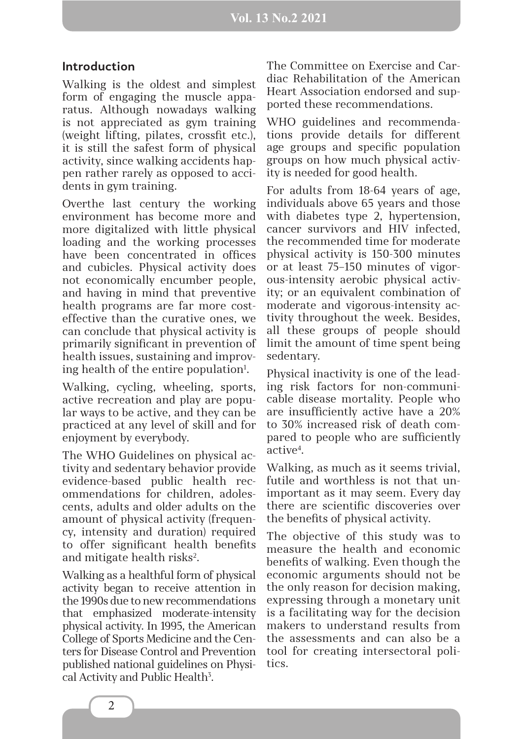## Introduction

Walking is the oldest and simplest form of engaging the muscle apparatus. Although nowadays walking is not appreciated as gym training (weight lifting, pilates, crossfit etc.), it is still the safest form of physical activity, since walking accidents happen rather rarely as opposed to accidents in gym training.

Overthe last century the working environment has become more and more digitalized with little physical loading and the working processes have been concentrated in offices and cubicles. Physical activity does not economically encumber people, and having in mind that preventive health programs are far more cost-effective than the curative ones, we can conclude that physical activity is primarily significant in prevention of health issues, sustaining and improving health of the entire population[1].

Walking, cycling, wheeling, sports, active recreation and play are popular ways to be active, and they can be practiced at any level of skill and for enjoyment by everybody.

The WHO Guidelines on physical activity and sedentary behavior provide evidence-based public health recommendations for children, adolescents, adults and older adults on the amount of physical activity (frequency, intensity and duration) required to offer significant health benefits and mitigate health risks[2].

Walking as a healthful form of physical activity began to receive attention in the 1990s due to new recommendations that emphasized moderate-intensity physical activity. In 1995, the American College of Sports Medicine and the Centers for Disease Control and Prevention published national guidelines on Physical Activity and Public Health[3].

The Committee on Exercise and Cardiac Rehabilitation of the American Heart Association endorsed and supported these recommendations.

WHO guidelines and recommendations provide details for different age groups and specific population groups on how much physical activity is needed for good health.

For adults from 18-64 years of age, individuals above 65 years and those with diabetes type 2, hypertension, cancer survivors and HIV infected, the recommended time for moderate physical activity is 150-300 minutes or at least 75–150 minutes of vigorous-intensity aerobic physical activity; or an equivalent combination of moderate and vigorous-intensity activity throughout the week. Besides, all these groups of people should limit the amount of time spent being sedentary.

Physical inactivity is one of the leading risk factors for non-communicable disease mortality. People who are insufficiently active have a 20% to 30% increased risk of death compared to people who are sufficiently active[4].

Walking, as much as it seems trivial, futile and worthless is not that unimportant as it may seem. Every day there are scientific discoveries over the benefits of physical activity.

The objective of this study was to measure the health and economic benefits of walking. Even though the economic arguments should not be the only reason for decision making, expressing through a monetary unit is a facilitating way for the decision makers to understand results from the assessments and can also be a tool for creating intersectoral politics.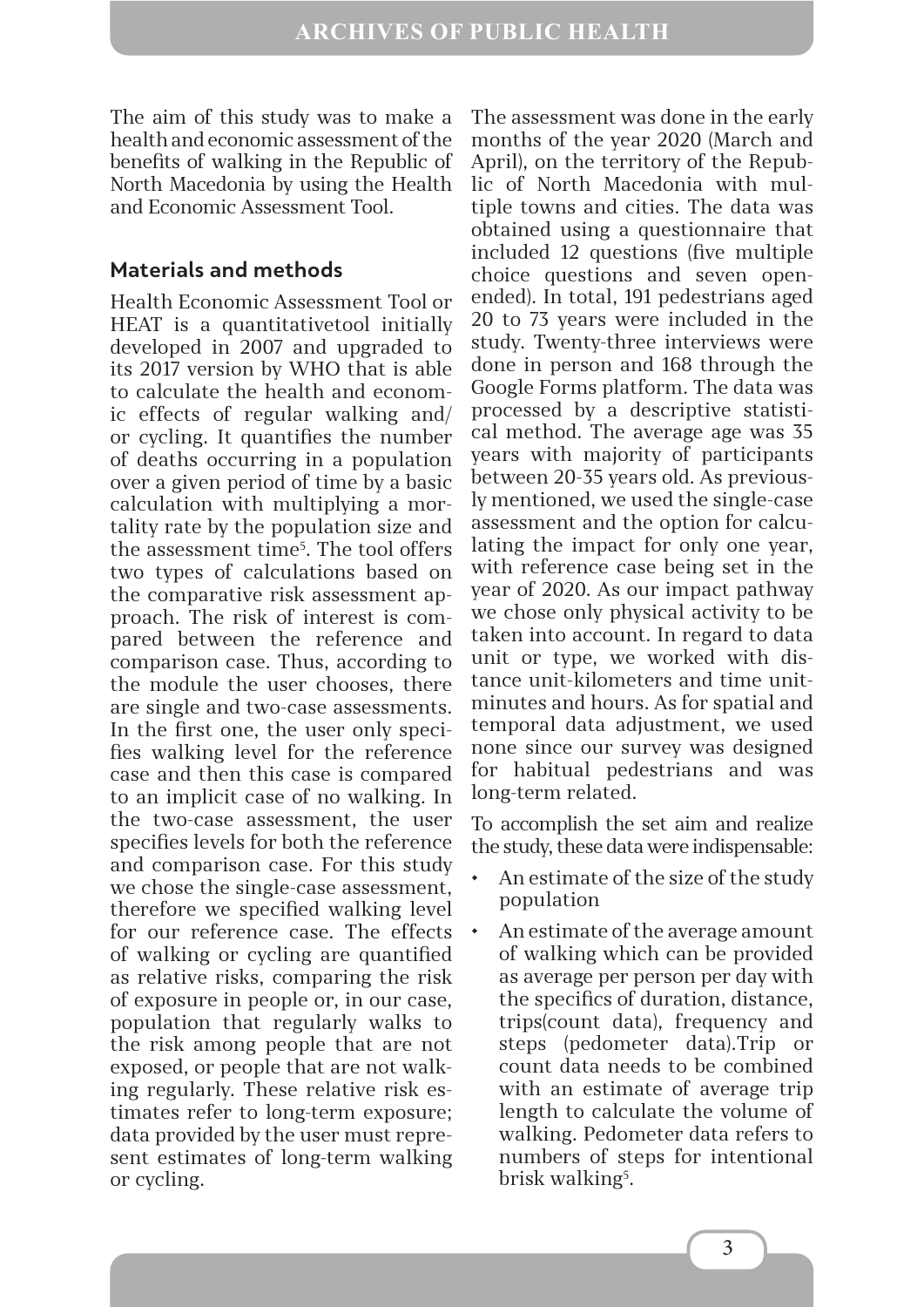The aim of this study was to make a health and economic assessment of the benefits of walking in the Republic of North Macedonia by using the Health and Economic Assessment Tool.

## Materials and methods

Health Economic Assessment Tool or HEAT is a quantitativetool initially developed in 2007 and upgraded to its 2017 version by WHO that is able to calculate the health and economic effects of regular walking and/or cycling. It quantifies the number of deaths occurring in a population over a given period of time by a basic calculation with multiplying a mortality rate by the population size and the assessment time[5]. The tool offers two types of calculations based on the comparative risk assessment approach. The risk of interest is compared between the reference and comparison case. Thus, according to the module the user chooses, there are single and two-case assessments. In the first one, the user only specifies walking level for the reference case and then this case is compared to an implicit case of no walking. In the two-case assessment, the user specifies levels for both the reference and comparison case. For this study we chose the single-case assessment, therefore we specified walking level for our reference case. The effects of walking or cycling are quantified as relative risks, comparing the risk of exposure in people or, in our case, population that regularly walks to the risk among people that are not exposed, or people that are not walking regularly. These relative risk estimates refer to long-term exposure; data provided by the user must represent estimates of long-term walking or cycling.

The assessment was done in the early months of the year 2020 (March and April), on the territory of the Republic of North Macedonia with multiple towns and cities. The data was obtained using a questionnaire that included 12 questions (five multiple choice questions and seven open-ended). In total, 191 pedestrians aged 20 to 73 years were included in the study. Twenty-three interviews were done in person and 168 through the Google Forms platform. The data was processed by a descriptive statistical method. The average age was 35 years with majority of participants between 20-35 years old. As previously mentioned, we used the single-case assessment and the option for calculating the impact for only one year, with reference case being set in the year of 2020. As our impact pathway we chose only physical activity to be taken into account. In regard to data unit or type, we worked with distance unit-kilometers and time unit-minutes and hours. As for spatial and temporal data adjustment, we used none since our survey was designed for habitual pedestrians and was long-term related.

To accomplish the set aim and realize the study, these data were indispensable:

- An estimate of the size of the study population
- An estimate of the average amount of walking which can be provided as average per person per day with the specifics of duration, distance, trips(count data), frequency and steps (pedometer data).Trip or count data needs to be combined with an estimate of average trip length to calculate the volume of walking. Pedometer data refers to numbers of steps for intentional brisk walking[5].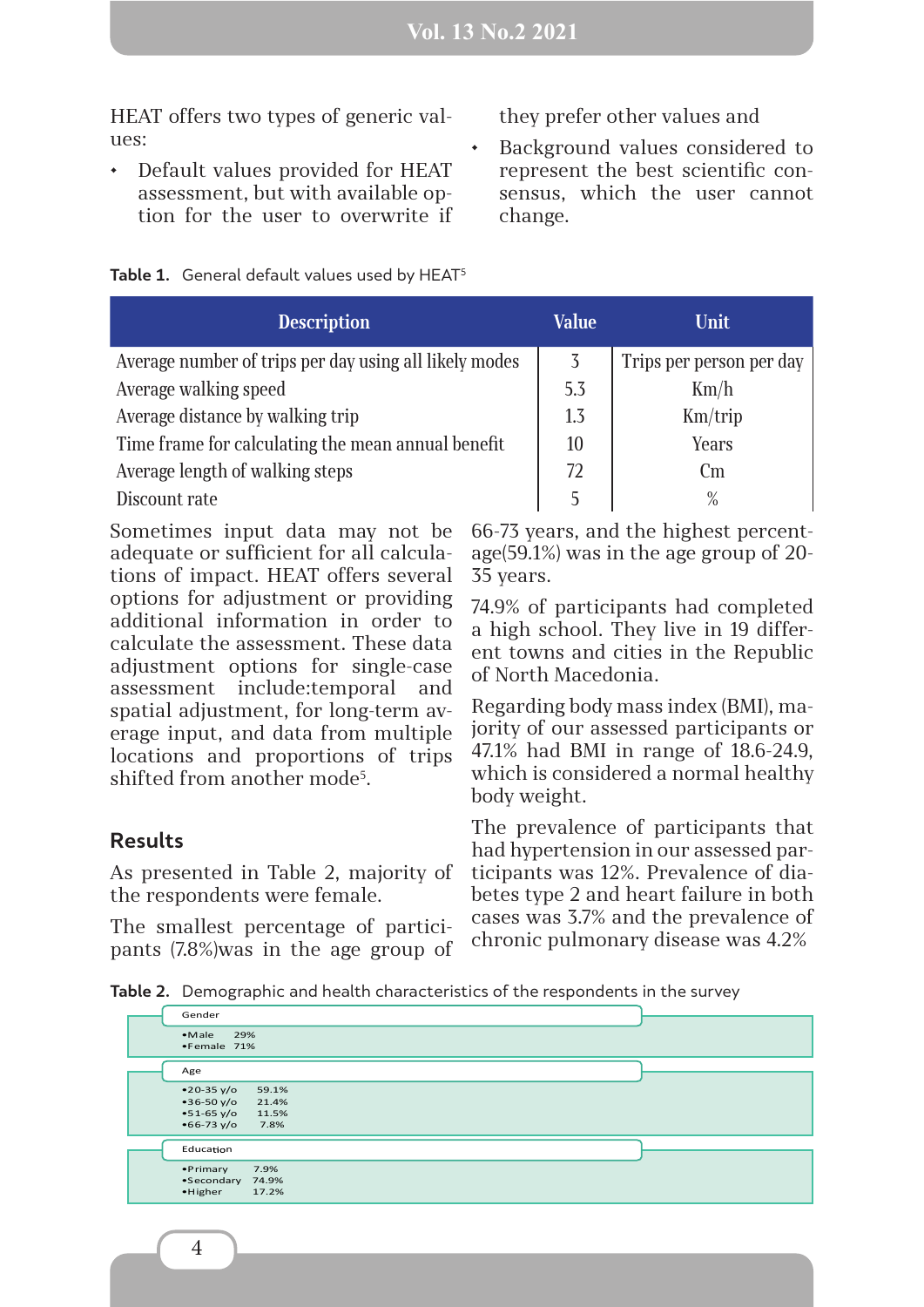HEAT offers two types of generic values:

- Default values provided for HEAT assessment, but with available option for the user to overwrite if they prefer other values and
- Background values considered to represent the best scientific consensus, which the user cannot change.

**Table 1.** General default values used by HEAT[5]

| Description | Value | Unit |
|---|---|---|
| Average number of trips per day using all likely modes | 3 | Trips per person per day |
| Average walking speed | 5.3 | Km/h |
| Average distance by walking trip | 1.3 | Km/trip |
| Time frame for calculating the mean annual benefit | 10 | Years |
| Average length of walking steps | 72 | Cm |
| Discount rate | 5 | % |

Sometimes input data may not be adequate or sufficient for all calculations of impact. HEAT offers several options for adjustment or providing additional information in order to calculate the assessment. These data adjustment options for single-case assessment include:temporal and spatial adjustment, for long-term average input, and data from multiple locations and proportions of trips shifted from another mode[5].

## Results

As presented in Table 2, majority of the respondents were female.

The smallest percentage of participants (7.8%)was in the age group of 66-73 years, and the highest percentage(59.1%) was in the age group of 20-35 years.

74.9% of participants had completed a high school. They live in 19 different towns and cities in the Republic of North Macedonia.

Regarding body mass index (BMI), majority of our assessed participants or 47.1% had BMI in range of 18.6-24.9, which is considered a normal healthy body weight.

The prevalence of participants that had hypertension in our assessed participants was 12%. Prevalence of diabetes type 2 and heart failure in both cases was 3.7% and the prevalence of chronic pulmonary disease was 4.2%

**Table 2.** Demographic and health characteristics of the respondents in the survey

| Characteristic | % |
|---|---|
| **Gender** | |
| •Male | 29% |
| •Female | 71% |
| **Age** | |
| •20-35 y/o | 59.1% |
| •36-50 y/o | 21.4% |
| •51-65 y/o | 11.5% |
| •66-73 y/o | 7.8% |
| **Education** | |
| •Primary | 7.9% |
| •Secondary | 74.9% |
| •Higher | 17.2% |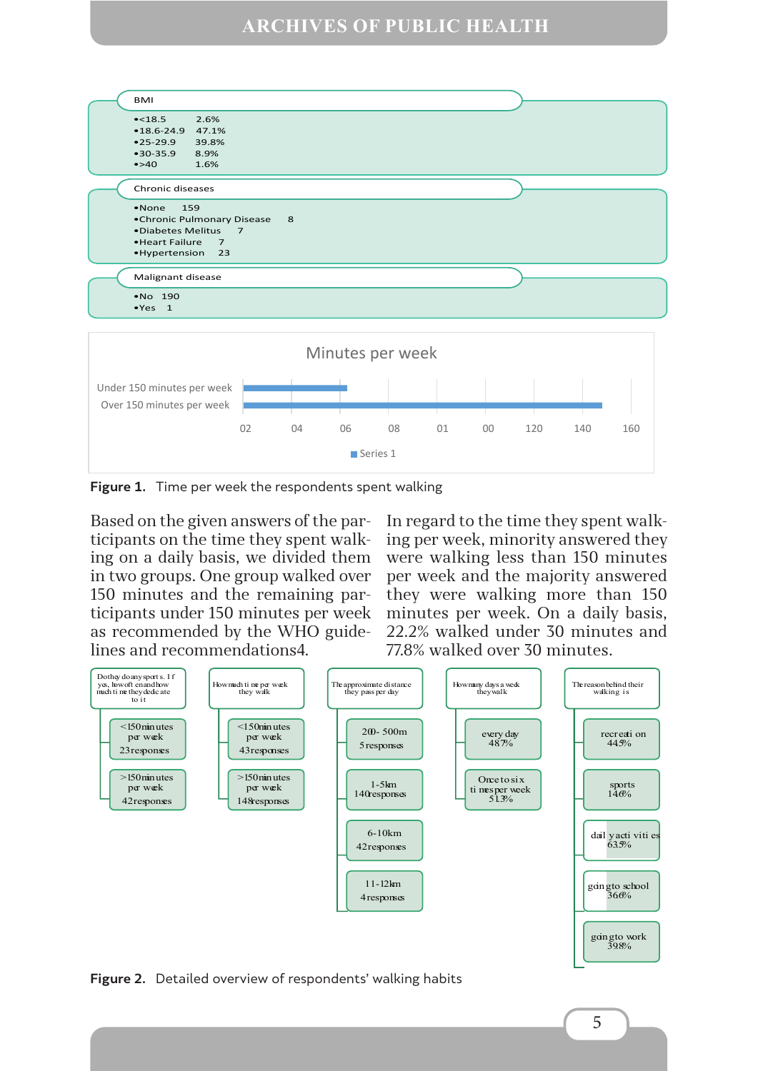**BMI**

- <18.5 2.6%
- 18.6-24.9 47.1%
- 25-29.9 39.8%
- 30-35.9 8.9%
- >40 1.6%

**Chronic diseases**

- None 159
- Chronic Pulmonary Disease 8
- Diabetes Melitus 7
- Heart Failure 7
- Hypertension 23

**Malignant disease**

- No 190
- Yes 1

Minutes per week

Under 150 minutes per week

Over 150 minutes per week

02 04 06 08 01 00 120 140 160

Series 1

**Figure 1.** Time per week the respondents spent walking

Based on the given answers of the participants on the time they spent walking on a daily basis, we divided them in two groups. One group walked over 150 minutes and the remaining participants under 150 minutes per week as recommended by the WHO guidelines and recommendations4.

In regard to the time they spent walking per week, minority answered they were walking less than 150 minutes per week and the majority answered they were walking more than 150 minutes per week. On a daily basis, 22.2% walked under 30 minutes and 77.8% walked over 30 minutes.

Do they do any sports. If yes, how often and how much time they dedicate to it
- <150 minutes per week 23 responses
- >150 minutes per week 42 responses

How much time per week they walk
- <150 minutes per week 43 responses
- >150 minutes per week 148 responses

The approximate distance they pass per day
- 200- 500m 5 responses
- 1-5km 140 responses
- 6-10km 42 responses
- 11-12km 4 responses

How many days a week they walk
- every day 48.7%
- Once to six times per week 51.3%

The reason behind their walking is
- recreation 44.5%
- sports 14.6%
- daily activities 63.9%
- going to school 36.6%
- going to work 39.8%

**Figure 2.** Detailed overview of respondents' walking habits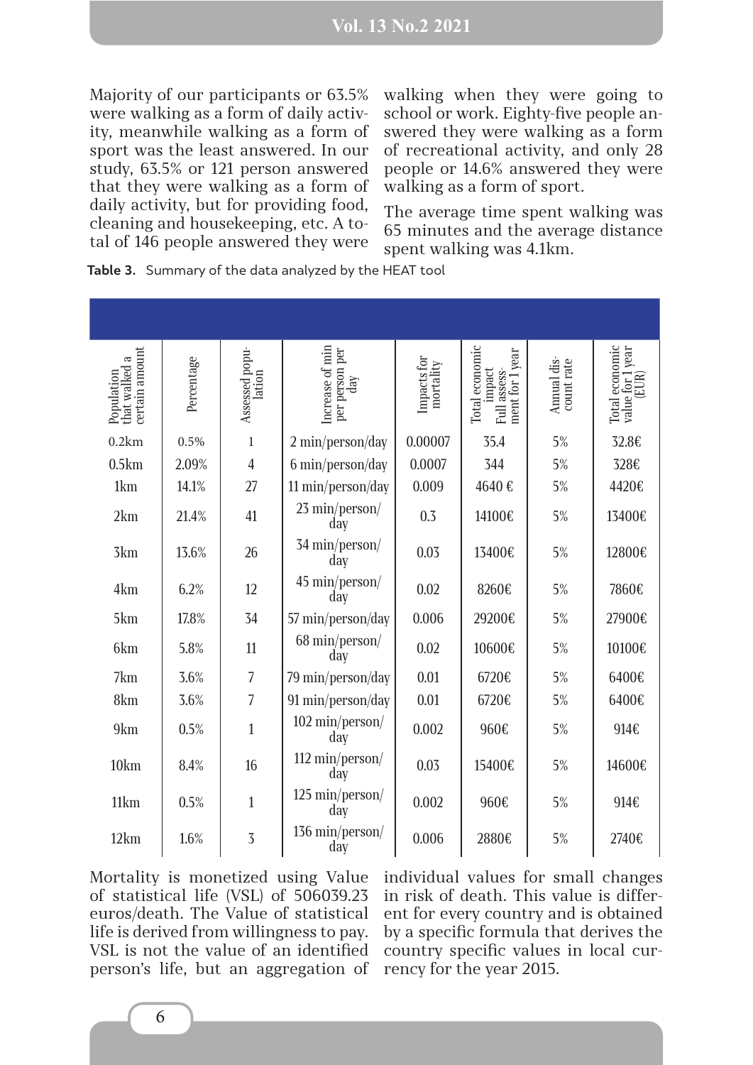Majority of our participants or 63.5% were walking as a form of daily activity, meanwhile walking as a form of sport was the least answered. In our study, 63.5% or 121 person answered that they were walking as a form of daily activity, but for providing food, cleaning and housekeeping, etc. A total of 146 people answered they were walking when they were going to school or work. Eighty-five people answered they were walking as a form of recreational activity, and only 28 people or 14.6% answered they were walking as a form of sport.

The average time spent walking was 65 minutes and the average distance spent walking was 4.1km.

**Table 3.** Summary of the data analyzed by the HEAT tool

| Population that walked a certain amount | Percentage | Assessed population | Increase of min per person per day | Impacts for mortality | Total economic impact Full assessment for 1 year | Annual discount rate | Total economic value for 1 year (EUR) |
|---|---|---|---|---|---|---|---|
| 0.2km | 0.5% | 1 | 2 min/person/day | 0.00007 | 35.4 | 5% | 32.8€ |
| 0.5km | 2.09% | 4 | 6 min/person/day | 0.0007 | 344 | 5% | 328€ |
| 1km | 14.1% | 27 | 11 min/person/day | 0.009 | 4640 € | 5% | 4420€ |
| 2km | 21.4% | 41 | 23 min/person/day | 0.3 | 14100€ | 5% | 13400€ |
| 3km | 13.6% | 26 | 34 min/person/day | 0.03 | 13400€ | 5% | 12800€ |
| 4km | 6.2% | 12 | 45 min/person/day | 0.02 | 8260€ | 5% | 7860€ |
| 5km | 17.8% | 34 | 57 min/person/day | 0.006 | 29200€ | 5% | 27900€ |
| 6km | 5.8% | 11 | 68 min/person/day | 0.02 | 10600€ | 5% | 10100€ |
| 7km | 3.6% | 7 | 79 min/person/day | 0.01 | 6720€ | 5% | 6400€ |
| 8km | 3.6% | 7 | 91 min/person/day | 0.01 | 6720€ | 5% | 6400€ |
| 9km | 0.5% | 1 | 102 min/person/day | 0.002 | 960€ | 5% | 914€ |
| 10km | 8.4% | 16 | 112 min/person/day | 0.03 | 15400€ | 5% | 14600€ |
| 11km | 0.5% | 1 | 125 min/person/day | 0.002 | 960€ | 5% | 914€ |
| 12km | 1.6% | 3 | 136 min/person/day | 0.006 | 2880€ | 5% | 2740€ |

Mortality is monetized using Value of statistical life (VSL) of 506039.23 euros/death. The Value of statistical life is derived from willingness to pay. VSL is not the value of an identified person's life, but an aggregation of individual values for small changes in risk of death. This value is different for every country and is obtained by a specific formula that derives the country specific values in local currency for the year 2015.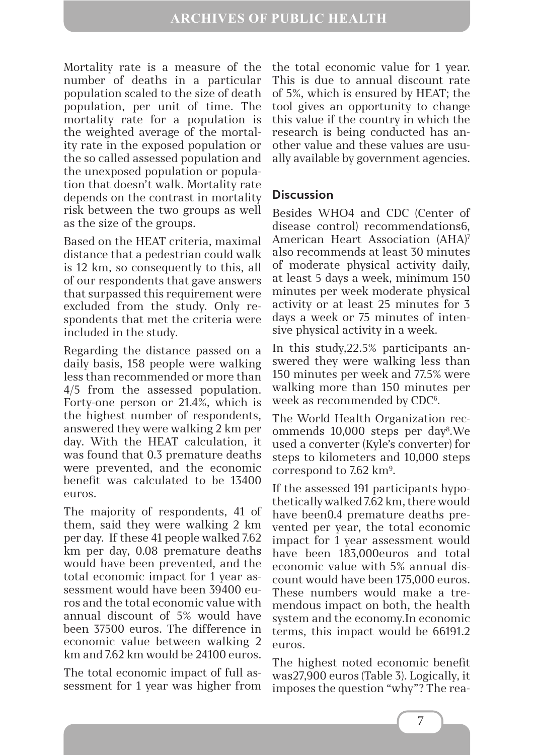Mortality rate is a measure of the number of deaths in a particular population scaled to the size of death population, per unit of time. The mortality rate for a population is the weighted average of the mortality rate in the exposed population or the so called assessed population and the unexposed population or population that doesn't walk. Mortality rate depends on the contrast in mortality risk between the two groups as well as the size of the groups.

Based on the HEAT criteria, maximal distance that a pedestrian could walk is 12 km, so consequently to this, all of our respondents that gave answers that surpassed this requirement were excluded from the study. Only respondents that met the criteria were included in the study.

Regarding the distance passed on a daily basis, 158 people were walking less than recommended or more than 4/5 from the assessed population. Forty-one person or 21.4%, which is the highest number of respondents, answered they were walking 2 km per day. With the HEAT calculation, it was found that 0.3 premature deaths were prevented, and the economic benefit was calculated to be 13400 euros.

The majority of respondents, 41 of them, said they were walking 2 km per day. If these 41 people walked 7.62 km per day, 0.08 premature deaths would have been prevented, and the total economic impact for 1 year assessment would have been 39400 euros and the total economic value with annual discount of 5% would have been 37500 euros. The difference in economic value between walking 2 km and 7.62 km would be 24100 euros.

The total economic impact of full assessment for 1 year was higher from the total economic value for 1 year. This is due to annual discount rate of 5%, which is ensured by HEAT; the tool gives an opportunity to change this value if the country in which the research is being conducted has another value and these values are usually available by government agencies.

## Discussion

Besides WHO4 and CDC (Center of disease control) recommendations6, American Heart Association (AHA)[7] also recommends at least 30 minutes of moderate physical activity daily, at least 5 days a week, minimum 150 minutes per week moderate physical activity or at least 25 minutes for 3 days a week or 75 minutes of intensive physical activity in a week.

In this study,22.5% participants answered they were walking less than 150 minutes per week and 77.5% were walking more than 150 minutes per week as recommended by CDC[6].

The World Health Organization recommends 10,000 steps per day[8].We used a converter (Kyle's converter) for steps to kilometers and 10,000 steps correspond to 7.62 km[9].

If the assessed 191 participants hypothetically walked 7.62 km, there would have been0.4 premature deaths prevented per year, the total economic impact for 1 year assessment would have been 183,000euros and total economic value with 5% annual discount would have been 175,000 euros. These numbers would make a tremendous impact on both, the health system and the economy.In economic terms, this impact would be 66191.2 euros.

The highest noted economic benefit was27,900 euros (Table 3). Logically, it imposes the question "why"? The rea-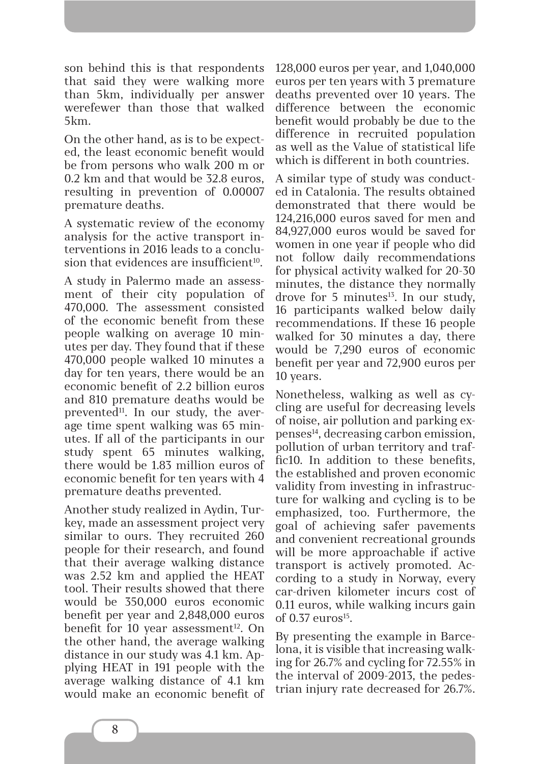son behind this is that respondents that said they were walking more than 5km, individually per answer werefewer than those that walked 5km.

On the other hand, as is to be expected, the least economic benefit would be from persons who walk 200 m or 0.2 km and that would be 32.8 euros, resulting in prevention of 0.00007 premature deaths.

A systematic review of the economy analysis for the active transport interventions in 2016 leads to a conclusion that evidences are insufficient[10].

A study in Palermo made an assessment of their city population of 470,000. The assessment consisted of the economic benefit from these people walking on average 10 minutes per day. They found that if these 470,000 people walked 10 minutes a day for ten years, there would be an economic benefit of 2.2 billion euros and 810 premature deaths would be prevented[11]. In our study, the average time spent walking was 65 minutes. If all of the participants in our study spent 65 minutes walking, there would be 1.83 million euros of economic benefit for ten years with 4 premature deaths prevented.

Another study realized in Aydin, Turkey, made an assessment project very similar to ours. They recruited 260 people for their research, and found that their average walking distance was 2.52 km and applied the HEAT tool. Their results showed that there would be 350,000 euros economic benefit per year and 2,848,000 euros benefit for 10 year assessment[12]. On the other hand, the average walking distance in our study was 4.1 km. Applying HEAT in 191 people with the average walking distance of 4.1 km would make an economic benefit of 128,000 euros per year, and 1,040,000 euros per ten years with 3 premature deaths prevented over 10 years. The difference between the economic benefit would probably be due to the difference in recruited population as well as the Value of statistical life which is different in both countries.

A similar type of study was conducted in Catalonia. The results obtained demonstrated that there would be 124,216,000 euros saved for men and 84,927,000 euros would be saved for women in one year if people who did not follow daily recommendations for physical activity walked for 20-30 minutes, the distance they normally drove for 5 minutes[13]. In our study, 16 participants walked below daily recommendations. If these 16 people walked for 30 minutes a day, there would be 7,290 euros of economic benefit per year and 72,900 euros per 10 years.

Nonetheless, walking as well as cycling are useful for decreasing levels of noise, air pollution and parking expenses[14], decreasing carbon emission, pollution of urban territory and traffic10. In addition to these benefits, the established and proven economic validity from investing in infrastructure for walking and cycling is to be emphasized, too. Furthermore, the goal of achieving safer pavements and convenient recreational grounds will be more approachable if active transport is actively promoted. According to a study in Norway, every car-driven kilometer incurs cost of 0.11 euros, while walking incurs gain of 0.37 euros[15].

By presenting the example in Barcelona, it is visible that increasing walking for 26.7% and cycling for 72.55% in the interval of 2009-2013, the pedestrian injury rate decreased for 26.7%.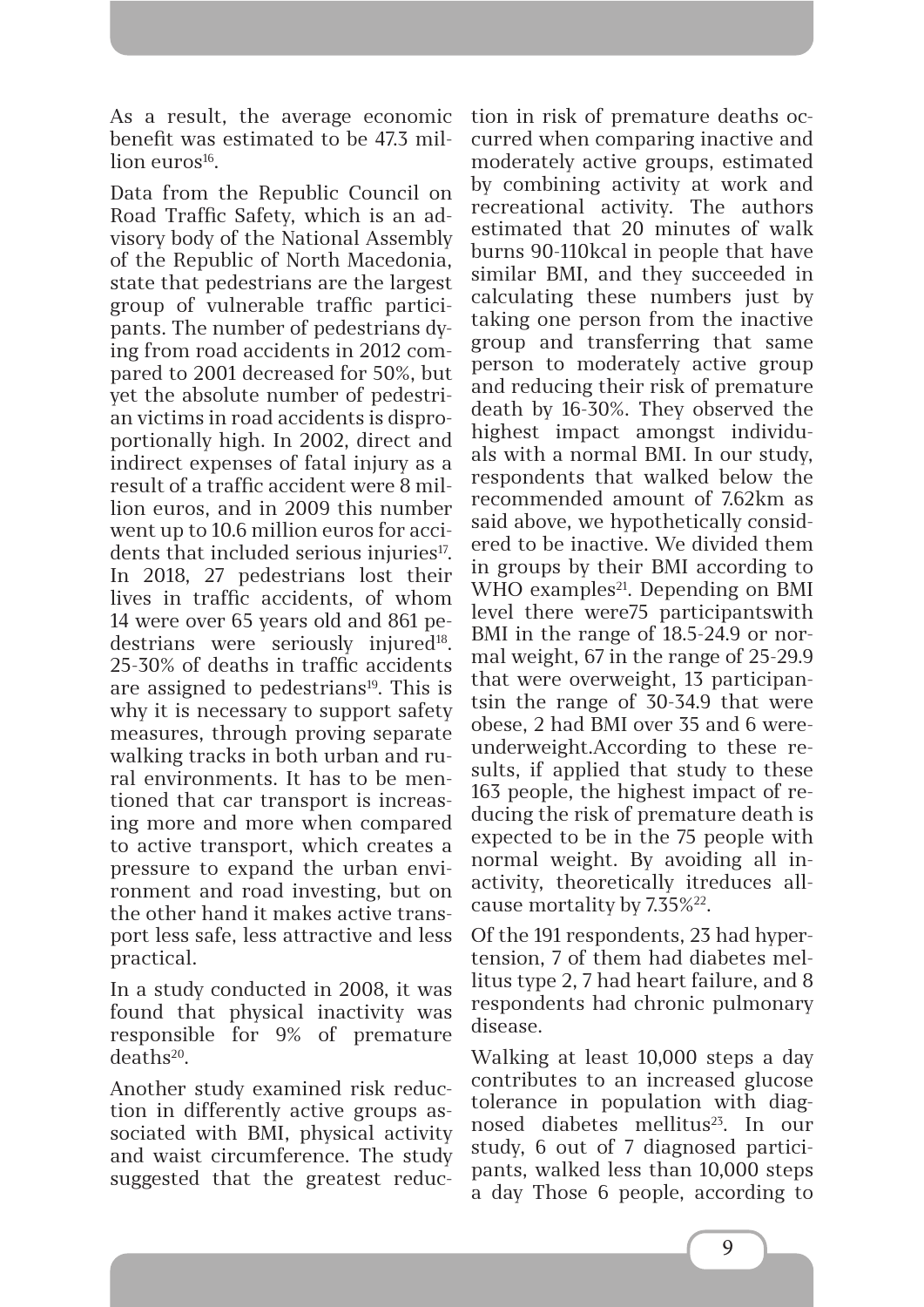As a result, the average economic benefit was estimated to be 47.3 million euros[16].

Data from the Republic Council on Road Traffic Safety, which is an advisory body of the National Assembly of the Republic of North Macedonia, state that pedestrians are the largest group of vulnerable traffic participants. The number of pedestrians dying from road accidents in 2012 compared to 2001 decreased for 50%, but yet the absolute number of pedestrian victims in road accidents is disproportionally high. In 2002, direct and indirect expenses of fatal injury as a result of a traffic accident were 8 million euros, and in 2009 this number went up to 10.6 million euros for accidents that included serious injuries[17]. In 2018, 27 pedestrians lost their lives in traffic accidents, of whom 14 were over 65 years old and 861 pedestrians were seriously injured[18]. 25-30% of deaths in traffic accidents are assigned to pedestrians[19]. This is why it is necessary to support safety measures, through proving separate walking tracks in both urban and rural environments. It has to be mentioned that car transport is increasing more and more when compared to active transport, which creates a pressure to expand the urban environment and road investing, but on the other hand it makes active transport less safe, less attractive and less practical.

In a study conducted in 2008, it was found that physical inactivity was responsible for 9% of premature deaths[20].

Another study examined risk reduction in differently active groups associated with BMI, physical activity and waist circumference. The study suggested that the greatest reduction in risk of premature deaths occurred when comparing inactive and moderately active groups, estimated by combining activity at work and recreational activity. The authors estimated that 20 minutes of walk burns 90-110kcal in people that have similar BMI, and they succeeded in calculating these numbers just by taking one person from the inactive group and transferring that same person to moderately active group and reducing their risk of premature death by 16-30%. They observed the highest impact amongst individuals with a normal BMI. In our study, respondents that walked below the recommended amount of 7.62km as said above, we hypothetically considered to be inactive. We divided them in groups by their BMI according to WHO examples[21]. Depending on BMI level there were75 participantswith BMI in the range of 18.5-24.9 or normal weight, 67 in the range of 25-29.9 that were overweight, 13 participantsin the range of 30-34.9 that were obese, 2 had BMI over 35 and 6 wereunderweight.According to these results, if applied that study to these 163 people, the highest impact of reducing the risk of premature death is expected to be in the 75 people with normal weight. By avoiding all inactivity, theoretically itreduces all-cause mortality by 7.35%[22].

Of the 191 respondents, 23 had hypertension, 7 of them had diabetes mellitus type 2, 7 had heart failure, and 8 respondents had chronic pulmonary disease.

Walking at least 10,000 steps a day contributes to an increased glucose tolerance in population with diagnosed diabetes mellitus[23]. In our study, 6 out of 7 diagnosed participants, walked less than 10,000 steps a day Those 6 people, according to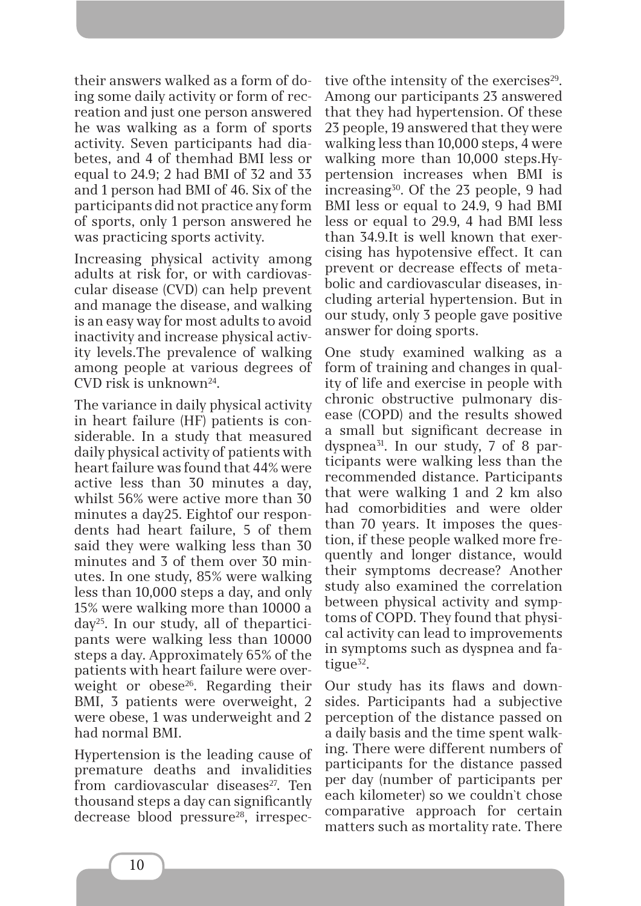their answers walked as a form of doing some daily activity or form of recreation and just one person answered he was walking as a form of sports activity. Seven participants had diabetes, and 4 of themhad BMI less or equal to 24.9; 2 had BMI of 32 and 33 and 1 person had BMI of 46. Six of the participants did not practice any form of sports, only 1 person answered he was practicing sports activity.

Increasing physical activity among adults at risk for, or with cardiovascular disease (CVD) can help prevent and manage the disease, and walking is an easy way for most adults to avoid inactivity and increase physical activity levels.The prevalence of walking among people at various degrees of CVD risk is unknown[24].

The variance in daily physical activity in heart failure (HF) patients is considerable. In a study that measured daily physical activity of patients with heart failure was found that 44% were active less than 30 minutes a day, whilst 56% were active more than 30 minutes a day25. Eightof our respondents had heart failure, 5 of them said they were walking less than 30 minutes and 3 of them over 30 minutes. In one study, 85% were walking less than 10,000 steps a day, and only 15% were walking more than 10000 a day[25]. In our study, all of theparticipants were walking less than 10000 steps a day. Approximately 65% of the patients with heart failure were overweight or obese[26]. Regarding their BMI, 3 patients were overweight, 2 were obese, 1 was underweight and 2 had normal BMI.

Hypertension is the leading cause of premature deaths and invalidities from cardiovascular diseases[27]. Ten thousand steps a day can significantly decrease blood pressure[28], irrespective ofthe intensity of the exercises[29]. Among our participants 23 answered that they had hypertension. Of these 23 people, 19 answered that they were walking less than 10,000 steps, 4 were walking more than 10,000 steps.Hypertension increases when BMI is increasing[30]. Of the 23 people, 9 had BMI less or equal to 24.9, 9 had BMI less or equal to 29.9, 4 had BMI less than 34.9.It is well known that exercising has hypotensive effect. It can prevent or decrease effects of metabolic and cardiovascular diseases, including arterial hypertension. But in our study, only 3 people gave positive answer for doing sports.

One study examined walking as a form of training and changes in quality of life and exercise in people with chronic obstructive pulmonary disease (COPD) and the results showed a small but significant decrease in dyspnea[31]. In our study, 7 of 8 participants were walking less than the recommended distance. Participants that were walking 1 and 2 km also had comorbidities and were older than 70 years. It imposes the question, if these people walked more frequently and longer distance, would their symptoms decrease? Another study also examined the correlation between physical activity and symptoms of COPD. They found that physical activity can lead to improvements in symptoms such as dyspnea and fatigue[32].

Our study has its flaws and downsides. Participants had a subjective perception of the distance passed on a daily basis and the time spent walking. There were different numbers of participants for the distance passed per day (number of participants per each kilometer) so we couldn`t chose comparative approach for certain matters such as mortality rate. There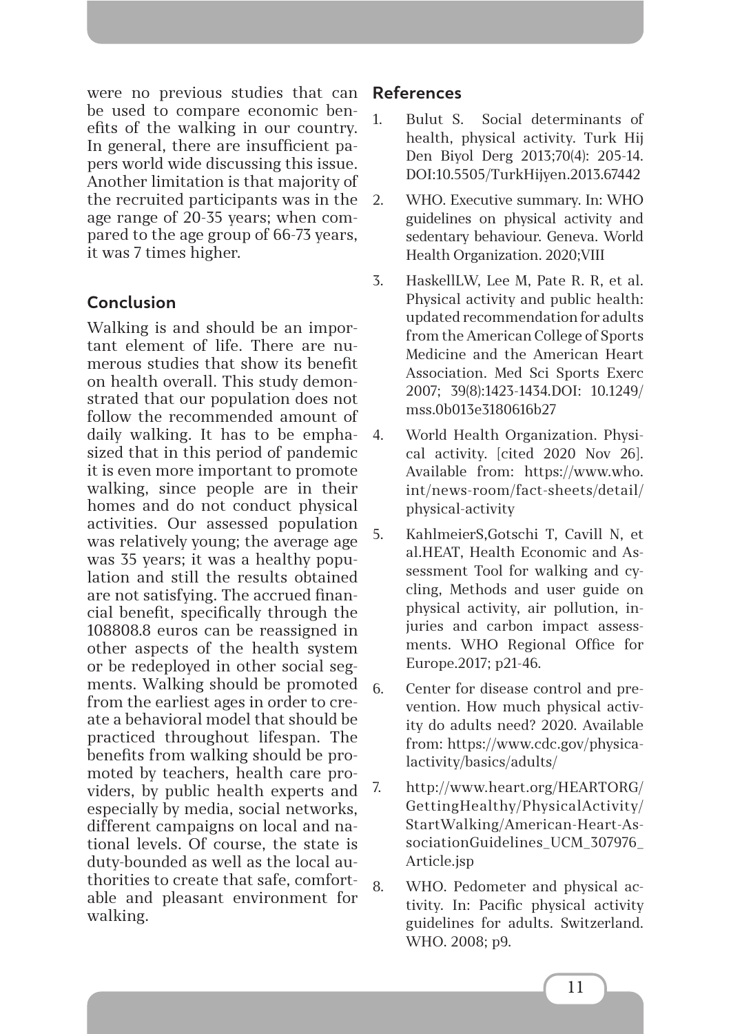were no previous studies that can be used to compare economic benefits of the walking in our country. In general, there are insufficient papers world wide discussing this issue. Another limitation is that majority of the recruited participants was in the age range of 20-35 years; when compared to the age group of 66-73 years, it was 7 times higher.

## Conclusion

Walking is and should be an important element of life. There are numerous studies that show its benefit on health overall. This study demonstrated that our population does not follow the recommended amount of daily walking. It has to be emphasized that in this period of pandemic it is even more important to promote walking, since people are in their homes and do not conduct physical activities. Our assessed population was relatively young; the average age was 35 years; it was a healthy population and still the results obtained are not satisfying. The accrued financial benefit, specifically through the 108808.8 euros can be reassigned in other aspects of the health system or be redeployed in other social segments. Walking should be promoted from the earliest ages in order to create a behavioral model that should be practiced throughout lifespan. The benefits from walking should be promoted by teachers, health care providers, by public health experts and especially by media, social networks, different campaigns on local and national levels. Of course, the state is duty-bounded as well as the local authorities to create that safe, comfortable and pleasant environment for walking.

## References

1. Bulut S. Social determinants of health, physical activity. Turk Hij Den Biyol Derg 2013;70(4): 205-14. DOI:10.5505/TurkHijyen.2013.67442
2. WHO. Executive summary. In: WHO guidelines on physical activity and sedentary behaviour. Geneva. World Health Organization. 2020;VIII
3. HaskellLW, Lee M, Pate R. R, et al. Physical activity and public health: updated recommendation for adults from the American College of Sports Medicine and the American Heart Association. Med Sci Sports Exerc 2007; 39(8):1423-1434.DOI: 10.1249/mss.0b013e3180616b27
4. World Health Organization. Physical activity. [cited 2020 Nov 26]. Available from: https://www.who.int/news-room/fact-sheets/detail/physical-activity
5. KahlmeierS,Gotschi T, Cavill N, et al.HEAT, Health Economic and Assessment Tool for walking and cycling, Methods and user guide on physical activity, air pollution, injuries and carbon impact assessments. WHO Regional Office for Europe.2017; p21-46.
6. Center for disease control and prevention. How much physical activity do adults need? 2020. Available from: https://www.cdc.gov/physicalactivity/basics/adults/
7. http://www.heart.org/HEARTORG/GettingHealthy/PhysicalActivity/StartWalking/American-Heart-AssociationGuidelines_UCM_307976_Article.jsp
8. WHO. Pedometer and physical activity. In: Pacific physical activity guidelines for adults. Switzerland. WHO. 2008; p9.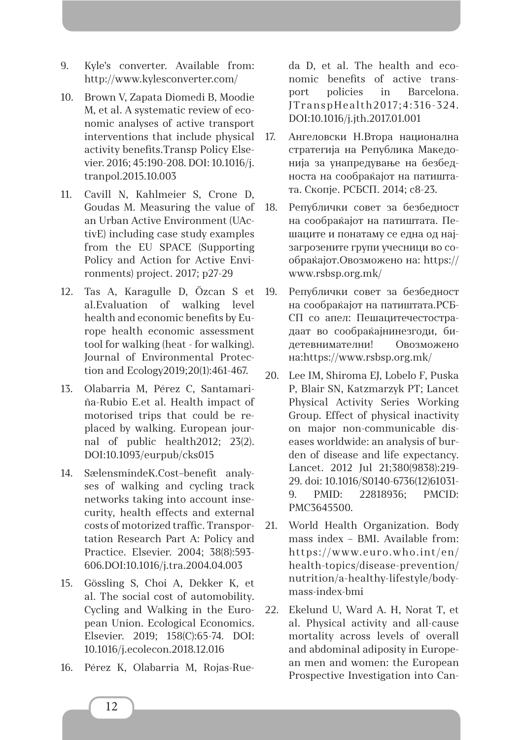9. Kyle's converter. Available from: http://www.kylesconverter.com/

10. Brown V, Zapata Diomedi B, Moodie M, et al. A systematic review of economic analyses of active transport interventions that include physical activity benefits.Transp Policy Elsevier. 2016; 45:190-208. DOI: 10.1016/j.tranpol.2015.10.003

11. Cavill N, Kahlmeier S, Crone D, Goudas M. Measuring the value of an Urban Active Environment (UActivE) including case study examples from the EU SPACE (Supporting Policy and Action for Active Environments) project. 2017; p27-29

12. Tas A, Karagulle D, Özcan S et al.Evaluation of walking level health and economic benefits by Europe health economic assessment tool for walking (heat - for walking). Journal of Environmental Protection and Ecology2019;20(1):461-467.

13. Olabarria M, Pérez C, Santamariña-Rubio E.et al. Health impact of motorised trips that could be replaced by walking. European journal of public health2012; 23(2). DOI:10.1093/eurpub/cks015

14. SælensmindeK.Cost–benefit analyses of walking and cycling track networks taking into account insecurity, health effects and external costs of motorized traffic. Transportation Research Part A: Policy and Practice. Elsevier. 2004; 38(8):593-606.DOI:10.1016/j.tra.2004.04.003

15. Gössling S, Choi A, Dekker K, et al. The social cost of automobility. Cycling and Walking in the European Union. Ecological Economics. Elsevier. 2019; 158(C):65-74. DOI: 10.1016/j.ecolecon.2018.12.016

16. Pérez K, Olabarria M, Rojas-Rueda D, et al. The health and economic benefits of active transport policies in Barcelona. JTranspHealth2017;4:316-324. DOI:10.1016/j.jth.2017.01.001

17. Ангеловски Н.Втора национална стратегија на Република Македонија за унапредување на безбедноста на сообраќајот на патиштата. Скопје. РСБСП. 2014; с8-23.

18. Републички совет за безбедност на сообраќајот на патиштата. Пешаците и понатаму се една од најзагрозените групи учесници во сообраќајот.Овозможено на: https://www.rsbsp.org.mk/

19. Републички совет за безбедност на сообраќајот на патиштата.РСБСП со апел: Пешацитечестострадаат во сообраќајнинезгоди, бидетевнимателни! Овозможено на:https://www.rsbsp.org.mk/

20. Lee IM, Shiroma EJ, Lobelo F, Puska P, Blair SN, Katzmarzyk PT; Lancet Physical Activity Series Working Group. Effect of physical inactivity on major non-communicable diseases worldwide: an analysis of burden of disease and life expectancy. Lancet. 2012 Jul 21;380(9838):219-29. doi: 10.1016/S0140-6736(12)61031-9. PMID: 22818936; PMCID: PMC3645500.

21. World Health Organization. Body mass index – BMI. Available from: https://www.euro.who.int/en/health-topics/disease-prevention/nutrition/a-healthy-lifestyle/body-mass-index-bmi

22. Ekelund U, Ward A. H, Norat T, et al. Physical activity and all-cause mortality across levels of overall and abdominal adiposity in European men and women: the European Prospective Investigation into Can-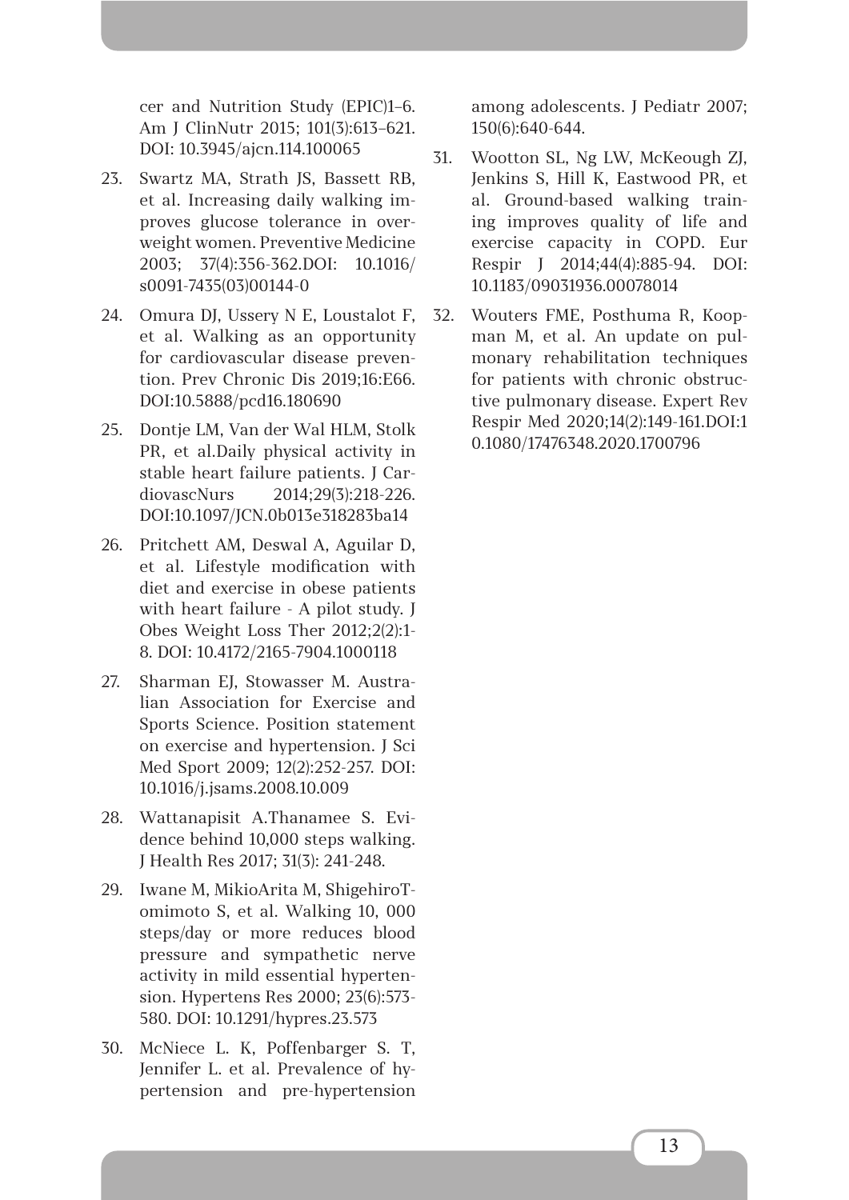cer and Nutrition Study (EPIC)1–6. Am J ClinNutr 2015; 101(3):613–621. DOI: 10.3945/ajcn.114.100065

23. Swartz MA, Strath JS, Bassett RB, et al. Increasing daily walking improves glucose tolerance in overweight women. Preventive Medicine 2003; 37(4):356-362.DOI: 10.1016/s0091-7435(03)00144-0

24. Omura DJ, Ussery N E, Loustalot F, et al. Walking as an opportunity for cardiovascular disease prevention. Prev Chronic Dis 2019;16:E66. DOI:10.5888/pcd16.180690

25. Dontje LM, Van der Wal HLM, Stolk PR, et al.Daily physical activity in stable heart failure patients. J CardiovascNurs 2014;29(3):218-226. DOI:10.1097/JCN.0b013e318283ba14

26. Pritchett AM, Deswal A, Aguilar D, et al. Lifestyle modification with diet and exercise in obese patients with heart failure - A pilot study. J Obes Weight Loss Ther 2012;2(2):1-8. DOI: 10.4172/2165-7904.1000118

27. Sharman EJ, Stowasser M. Australian Association for Exercise and Sports Science. Position statement on exercise and hypertension. J Sci Med Sport 2009; 12(2):252-257. DOI: 10.1016/j.jsams.2008.10.009

28. Wattanapisit A.Thanamee S. Evidence behind 10,000 steps walking. J Health Res 2017; 31(3): 241-248.

29. Iwane M, MikioArita M, ShigehiroTomimoto S, et al. Walking 10, 000 steps/day or more reduces blood pressure and sympathetic nerve activity in mild essential hypertension. Hypertens Res 2000; 23(6):573-580. DOI: 10.1291/hypres.23.573

30. McNiece L. K, Poffenbarger S. T, Jennifer L. et al. Prevalence of hypertension and pre-hypertension among adolescents. J Pediatr 2007; 150(6):640-644.

31. Wootton SL, Ng LW, McKeough ZJ, Jenkins S, Hill K, Eastwood PR, et al. Ground-based walking training improves quality of life and exercise capacity in COPD. Eur Respir J 2014;44(4):885-94. DOI: 10.1183/09031936.00078014

32. Wouters FME, Posthuma R, Koopman M, et al. An update on pulmonary rehabilitation techniques for patients with chronic obstructive pulmonary disease. Expert Rev Respir Med 2020;14(2):149-161.DOI:10.1080/17476348.2020.1700796